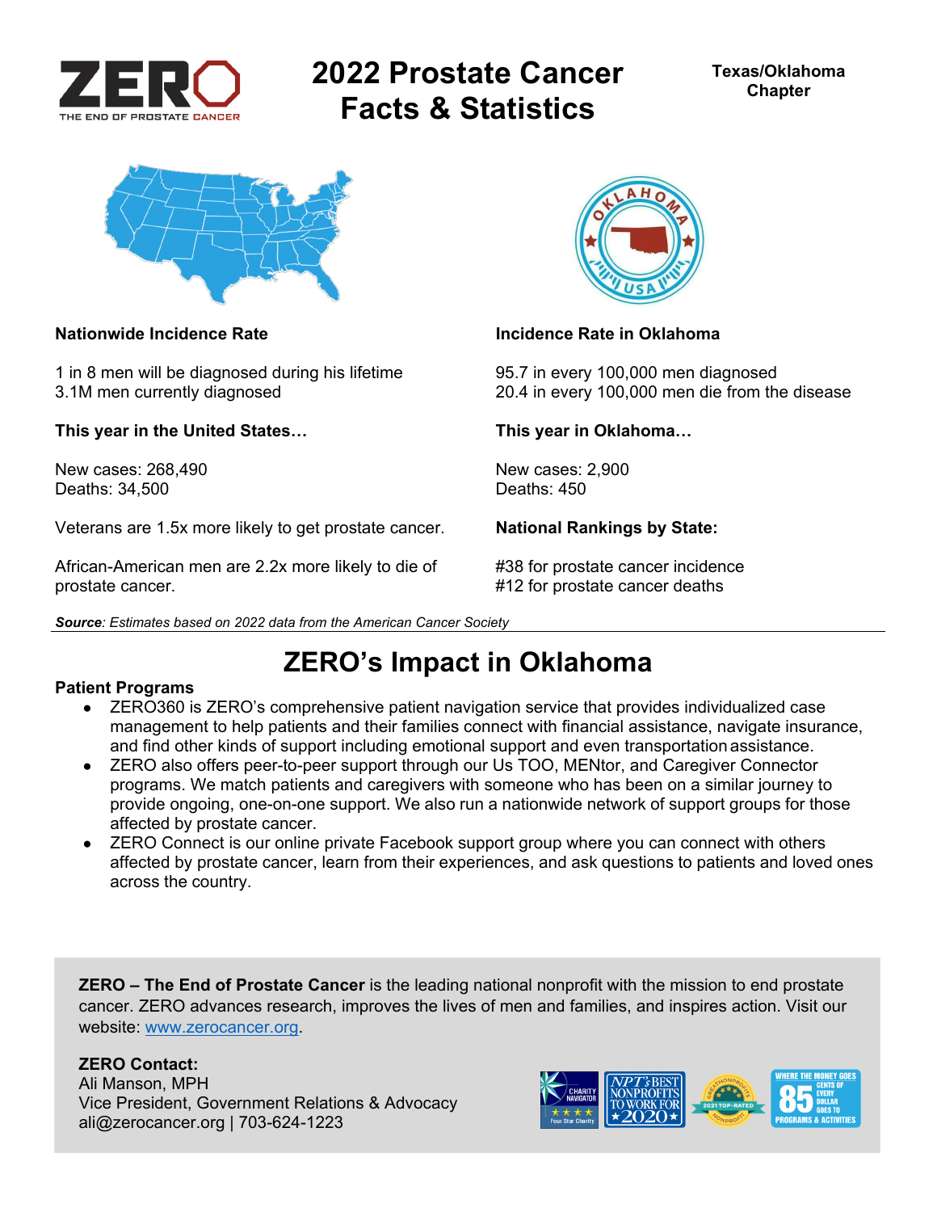ZERO
THE END OF PROSTATE CANCER

# 2022 Prostate Cancer Facts & Statistics

**Texas/Oklahoma Chapter**

**Nationwide Incidence Rate**

1 in 8 men will be diagnosed during his lifetime
3.1M men currently diagnosed

**This year in the United States…**

New cases: 268,490
Deaths: 34,500

Veterans are 1.5x more likely to get prostate cancer.

African-American men are 2.2x more likely to die of prostate cancer.

**Incidence Rate in Oklahoma**

95.7 in every 100,000 men diagnosed
20.4 in every 100,000 men die from the disease

**This year in Oklahoma…**

New cases: 2,900
Deaths: 450

**National Rankings by State:**

#38 for prostate cancer incidence
#12 for prostate cancer deaths

***Source**: Estimates based on 2022 data from the American Cancer Society*

## ZERO's Impact in Oklahoma

**Patient Programs**

- ZERO360 is ZERO's comprehensive patient navigation service that provides individualized case management to help patients and their families connect with financial assistance, navigate insurance, and find other kinds of support including emotional support and even transportation assistance.
- ZERO also offers peer-to-peer support through our Us TOO, MENtor, and Caregiver Connector programs. We match patients and caregivers with someone who has been on a similar journey to provide ongoing, one-on-one support. We also run a nationwide network of support groups for those affected by prostate cancer.
- ZERO Connect is our online private Facebook support group where you can connect with others affected by prostate cancer, learn from their experiences, and ask questions to patients and loved ones across the country.

**ZERO – The End of Prostate Cancer** is the leading national nonprofit with the mission to end prostate cancer. ZERO advances research, improves the lives of men and families, and inspires action. Visit our website: www.zerocancer.org.

**ZERO Contact:**
Ali Manson, MPH
Vice President, Government Relations & Advocacy
ali@zerocancer.org | 703-624-1223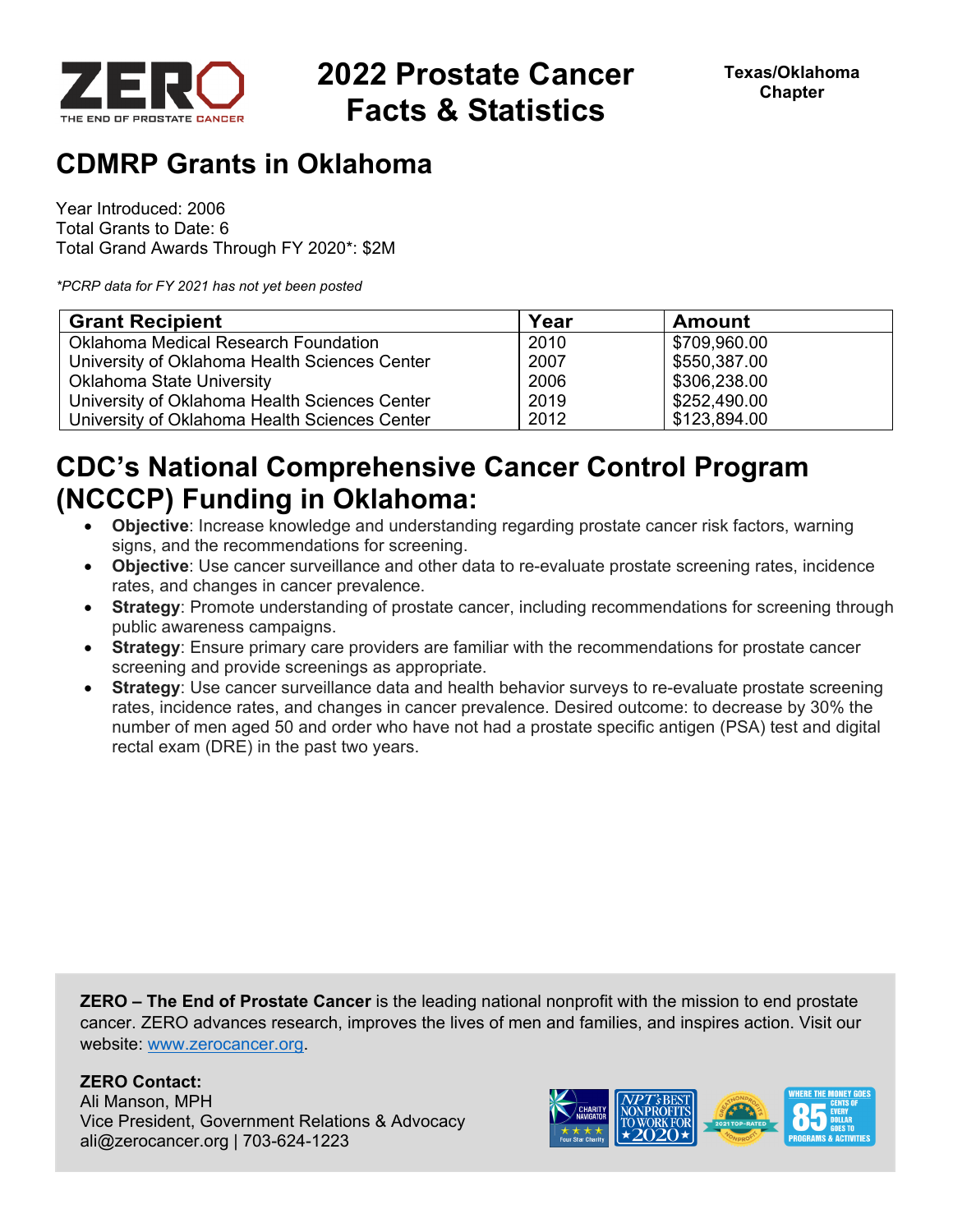# 2022 Prostate Cancer Facts & Statistics

Texas/Oklahoma Chapter

## CDMRP Grants in Oklahoma

Year Introduced: 2006
Total Grants to Date: 6
Total Grand Awards Through FY 2020*: $2M

*\*PCRP data for FY 2021 has not yet been posted*

| Grant Recipient | Year | Amount |
|---|---|---|
| Oklahoma Medical Research Foundation | 2010 | $709,960.00 |
| University of Oklahoma Health Sciences Center | 2007 | $550,387.00 |
| Oklahoma State University | 2006 | $306,238.00 |
| University of Oklahoma Health Sciences Center | 2019 | $252,490.00 |
| University of Oklahoma Health Sciences Center | 2012 | $123,894.00 |

## CDC's National Comprehensive Cancer Control Program (NCCCP) Funding in Oklahoma:

- **Objective**: Increase knowledge and understanding regarding prostate cancer risk factors, warning signs, and the recommendations for screening.
- **Objective**: Use cancer surveillance and other data to re-evaluate prostate screening rates, incidence rates, and changes in cancer prevalence.
- **Strategy**: Promote understanding of prostate cancer, including recommendations for screening through public awareness campaigns.
- **Strategy**: Ensure primary care providers are familiar with the recommendations for prostate cancer screening and provide screenings as appropriate.
- **Strategy**: Use cancer surveillance data and health behavior surveys to re-evaluate prostate screening rates, incidence rates, and changes in cancer prevalence. Desired outcome: to decrease by 30% the number of men aged 50 and order who have not had a prostate specific antigen (PSA) test and digital rectal exam (DRE) in the past two years.

**ZERO – The End of Prostate Cancer** is the leading national nonprofit with the mission to end prostate cancer. ZERO advances research, improves the lives of men and families, and inspires action. Visit our website: www.zerocancer.org.

**ZERO Contact:**
Ali Manson, MPH
Vice President, Government Relations & Advocacy
ali@zerocancer.org | 703-624-1223